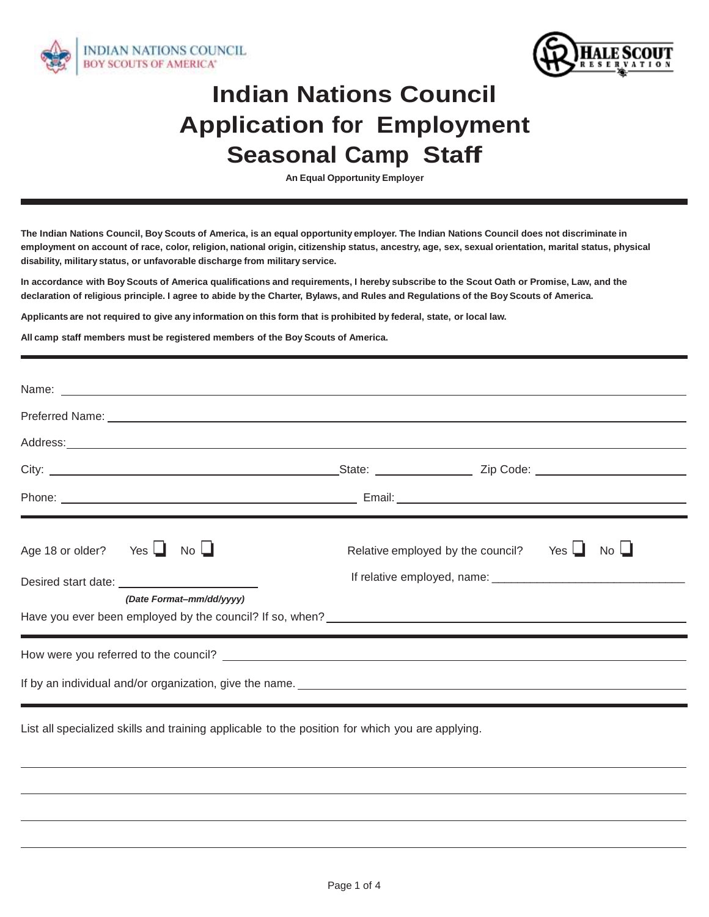# Indian Nations Council Application for Employment Seasonal Camp Staff

**An Equal Opportunity Employer**

---

**The Indian Nations Council, Boy Scouts of America, is an equal opportunity employer. The Indian Nations Council does not discriminate in employment on account of race, color, religion, national origin, citizenship status, ancestry, age, sex, sexual orientation, marital status, physical disability, military status, or unfavorable discharge from military service.**

**In accordance with Boy Scouts of America qualifications and requirements, I hereby subscribe to the Scout Oath or Promise, Law, and the declaration of religious principle. I agree to abide by the Charter, Bylaws, and Rules and Regulations of the Boy Scouts of America.**

**Applicants are not required to give any information on this form that is prohibited by federal, state, or local law.**

**All camp staff members must be registered members of the Boy Scouts of America.**

---

Name: ______________________________

Preferred Name: ______________________________

Address: ______________________________

City: ____________________ State: __________ Zip Code: __________

Phone: ____________________ Email: ____________________

---

Age 18 or older? Yes ☐ No ☐

Relative employed by the council? Yes ☐ No ☐

Desired start date: ____________________
***(Date Format–mm/dd/yyyy)***

If relative employed, name: ______________________________

Have you ever been employed by the council? If so, when? ______________________________

---

How were you referred to the council? ______________________________

If by an individual and/or organization, give the name. ______________________________

---

List all specialized skills and training applicable to the position for which you are applying.

______________________________

______________________________

______________________________

______________________________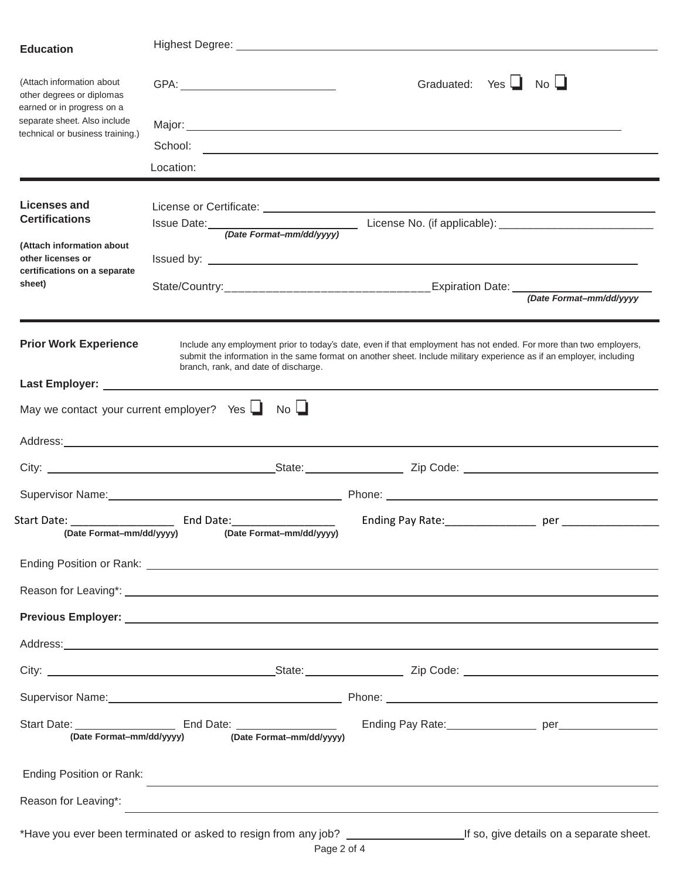## Education

(Attach information about other degrees or diplomas earned or in progress on a separate sheet. Also include technical or business training.)

Highest Degree: ______________________________

GPA: ______________ Graduated: Yes ❑ No ❑

Major: ______________________________

School: ______________________________

Location:

---

## Licenses and Certifications

**(Attach information about other licenses or certifications on a separate sheet)**

License or Certificate: ______________________________

Issue Date: ______________ *(Date Format–mm/dd/yyyy)* License No. (if applicable): ______________

Issued by: ______________________________

State/Country: ______________________________ Expiration Date: ______________ *(Date Format–mm/dd/yyyy)*

---

## Prior Work Experience

Include any employment prior to today's date, even if that employment has not ended. For more than two employers, submit the information in the same format on another sheet. Include military experience as if an employer, including branch, rank, and date of discharge.

**Last Employer:** ______________________________

May we contact your current employer? Yes ❑ No ❑

Address: ______________________________

City: ______________ State: ______________ Zip Code: ______________

Supervisor Name: ______________ Phone: ______________

Start Date: ______________ **(Date Format–mm/dd/yyyy)** End Date: ______________ **(Date Format–mm/dd/yyyy)** Ending Pay Rate: ______________ per ______________

Ending Position or Rank: ______________________________

Reason for Leaving*: ______________________________

**Previous Employer:** ______________________________

Address: ______________________________

City: ______________ State: ______________ Zip Code: ______________

Supervisor Name: ______________ Phone: ______________

Start Date: ______________ **(Date Format–mm/dd/yyyy)** End Date: ______________ **(Date Format–mm/dd/yyyy)** Ending Pay Rate: ______________ per ______________

Ending Position or Rank: ______________________________

Reason for Leaving*: ______________________________

*Have you ever been terminated or asked to resign from any job? ______________ If so, give details on a separate sheet.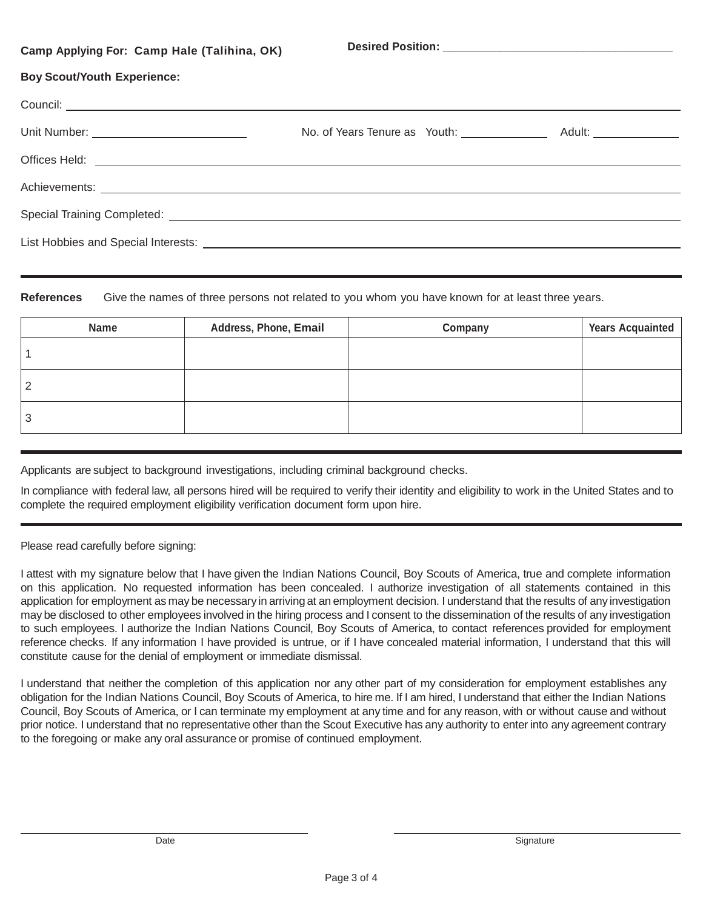**Camp Applying For: Camp Hale (Talihina, OK)**

**Desired Position:** ___________________________________

**Boy Scout/Youth Experience:**

Council: ______________________________________________________________________

Unit Number: ______________________ No. of Years Tenure as Youth: ____________ Adult: ____________

Offices Held: __________________________________________________________________

Achievements: __________________________________________________________________

Special Training Completed: _______________________________________________________

List Hobbies and Special Interests: __________________________________________________

**References** Give the names of three persons not related to you whom you have known for at least three years.

| Name | Address, Phone, Email | Company | Years Acquainted |
|---|---|---|---|
| 1 | | | |
| 2 | | | |
| 3 | | | |

Applicants are subject to background investigations, including criminal background checks.

In compliance with federal law, all persons hired will be required to verify their identity and eligibility to work in the United States and to complete the required employment eligibility verification document form upon hire.

Please read carefully before signing:

I attest with my signature below that I have given the Indian Nations Council, Boy Scouts of America, true and complete information on this application. No requested information has been concealed. I authorize investigation of all statements contained in this application for employment as may be necessary in arriving at an employment decision. I understand that the results of any investigation may be disclosed to other employees involved in the hiring process and I consent to the dissemination of the results of any investigation to such employees. I authorize the Indian Nations Council, Boy Scouts of America, to contact references provided for employment reference checks. If any information I have provided is untrue, or if I have concealed material information, I understand that this will constitute cause for the denial of employment or immediate dismissal.

I understand that neither the completion of this application nor any other part of my consideration for employment establishes any obligation for the Indian Nations Council, Boy Scouts of America, to hire me. If I am hired, I understand that either the Indian Nations Council, Boy Scouts of America, or I can terminate my employment at any time and for any reason, with or without cause and without prior notice. I understand that no representative other than the Scout Executive has any authority to enter into any agreement contrary to the foregoing or make any oral assurance or promise of continued employment.

______________________________ Date

______________________________ Signature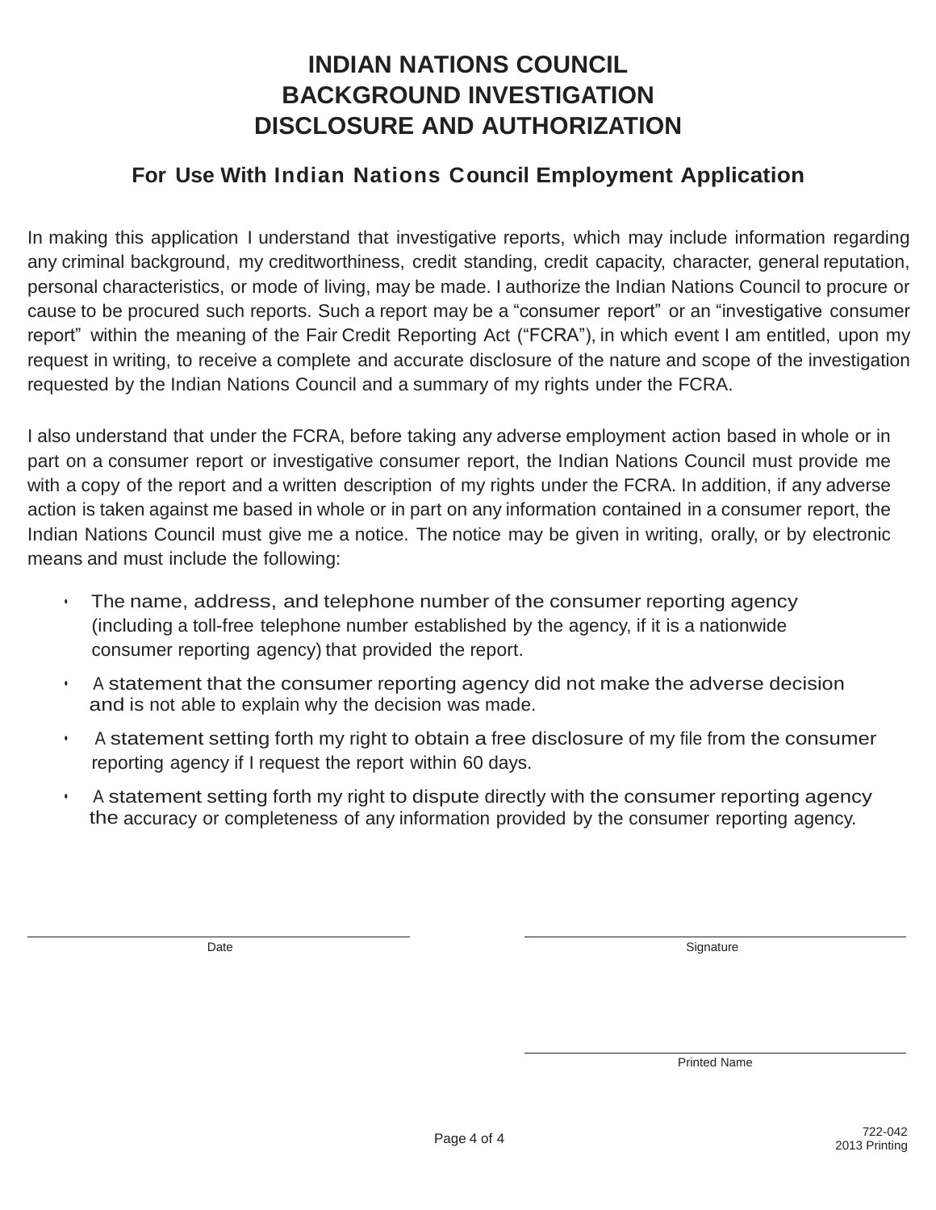# INDIAN NATIONS COUNCIL
# BACKGROUND INVESTIGATION
# DISCLOSURE AND AUTHORIZATION

### For Use With Indian Nations Council Employment Application

In making this application I understand that investigative reports, which may include information regarding any criminal background, my creditworthiness, credit standing, credit capacity, character, general reputation, personal characteristics, or mode of living, may be made. I authorize the Indian Nations Council to procure or cause to be procured such reports. Such a report may be a "consumer report" or an "investigative consumer report" within the meaning of the Fair Credit Reporting Act ("FCRA"), in which event I am entitled, upon my request in writing, to receive a complete and accurate disclosure of the nature and scope of the investigation requested by the Indian Nations Council and a summary of my rights under the FCRA.

I also understand that under the FCRA, before taking any adverse employment action based in whole or in part on a consumer report or investigative consumer report, the Indian Nations Council must provide me with a copy of the report and a written description of my rights under the FCRA. In addition, if any adverse action is taken against me based in whole or in part on any information contained in a consumer report, the Indian Nations Council must give me a notice. The notice may be given in writing, orally, or by electronic means and must include the following:

- The name, address, and telephone number of the consumer reporting agency (including a toll-free telephone number established by the agency, if it is a nationwide consumer reporting agency) that provided the report.
- A statement that the consumer reporting agency did not make the adverse decision and is not able to explain why the decision was made.
- A statement setting forth my right to obtain a free disclosure of my file from the consumer reporting agency if I request the report within 60 days.
- A statement setting forth my right to dispute directly with the consumer reporting agency the accuracy or completeness of any information provided by the consumer reporting agency.

| | |
|---|---|
| Date | Signature |
| | Printed Name |

722-042
2013 Printing